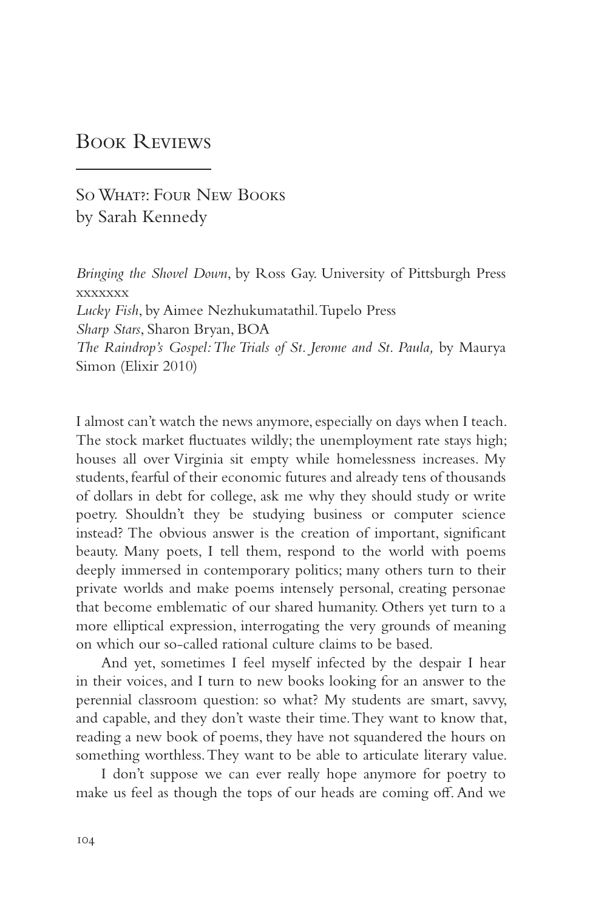# Book Reviews

## So What?: Four New Books
by Sarah Kennedy

*Bringing the Shovel Down*, by Ross Gay. University of Pittsburgh Press xxxxxxx
*Lucky Fish*, by Aimee Nezhukumatathil. Tupelo Press
*Sharp Stars*, Sharon Bryan, BOA
*The Raindrop's Gospel: The Trials of St. Jerome and St. Paula,* by Maurya Simon (Elixir 2010)

I almost can't watch the news anymore, especially on days when I teach. The stock market fluctuates wildly; the unemployment rate stays high; houses all over Virginia sit empty while homelessness increases. My students, fearful of their economic futures and already tens of thousands of dollars in debt for college, ask me why they should study or write poetry. Shouldn't they be studying business or computer science instead? The obvious answer is the creation of important, significant beauty. Many poets, I tell them, respond to the world with poems deeply immersed in contemporary politics; many others turn to their private worlds and make poems intensely personal, creating personae that become emblematic of our shared humanity. Others yet turn to a more elliptical expression, interrogating the very grounds of meaning on which our so-called rational culture claims to be based.

And yet, sometimes I feel myself infected by the despair I hear in their voices, and I turn to new books looking for an answer to the perennial classroom question: so what? My students are smart, savvy, and capable, and they don't waste their time. They want to know that, reading a new book of poems, they have not squandered the hours on something worthless. They want to be able to articulate literary value.

I don't suppose we can ever really hope anymore for poetry to make us feel as though the tops of our heads are coming off. And we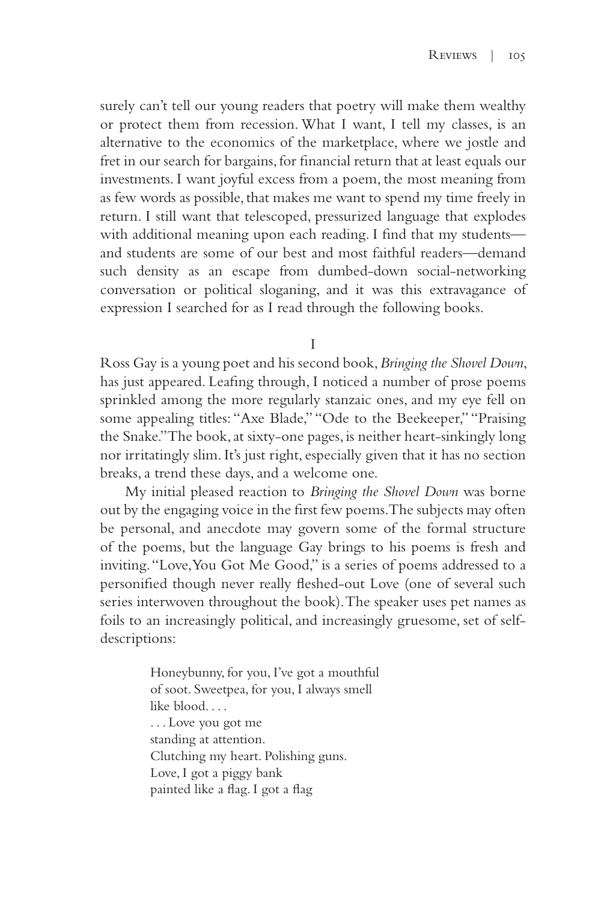surely can't tell our young readers that poetry will make them wealthy or protect them from recession. What I want, I tell my classes, is an alternative to the economics of the marketplace, where we jostle and fret in our search for bargains, for financial return that at least equals our investments. I want joyful excess from a poem, the most meaning from as few words as possible, that makes me want to spend my time freely in return. I still want that telescoped, pressurized language that explodes with additional meaning upon each reading. I find that my students—and students are some of our best and most faithful readers—demand such density as an escape from dumbed-down social-networking conversation or political sloganing, and it was this extravagance of expression I searched for as I read through the following books.

## I

Ross Gay is a young poet and his second book, *Bringing the Shovel Down*, has just appeared. Leafing through, I noticed a number of prose poems sprinkled among the more regularly stanzaic ones, and my eye fell on some appealing titles: "Axe Blade," "Ode to the Beekeeper," "Praising the Snake." The book, at sixty-one pages, is neither heart-sinkingly long nor irritatingly slim. It's just right, especially given that it has no section breaks, a trend these days, and a welcome one.

My initial pleased reaction to *Bringing the Shovel Down* was borne out by the engaging voice in the first few poems. The subjects may often be personal, and anecdote may govern some of the formal structure of the poems, but the language Gay brings to his poems is fresh and inviting. "Love, You Got Me Good," is a series of poems addressed to a personified though never really fleshed-out Love (one of several such series interwoven throughout the book). The speaker uses pet names as foils to an increasingly political, and increasingly gruesome, set of self-descriptions:

> Honeybunny, for you, I've got a mouthful
> of soot. Sweetpea, for you, I always smell
> like blood. . . .
> . . . Love you got me
> standing at attention.
> Clutching my heart. Polishing guns.
> Love, I got a piggy bank
> painted like a flag. I got a flag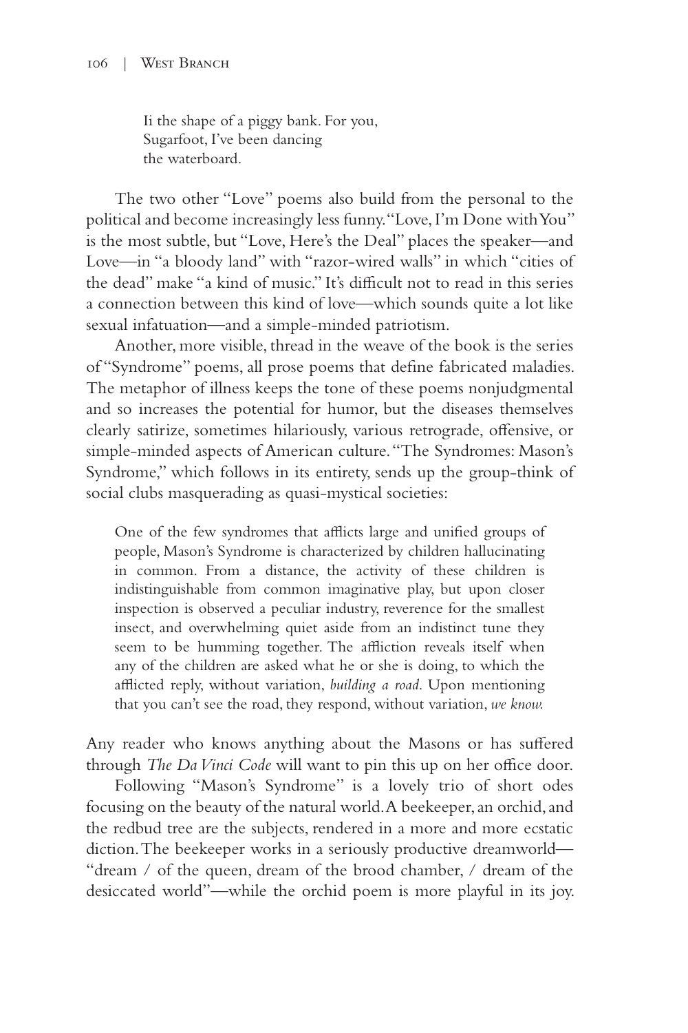> Ii the shape of a piggy bank. For you,
> Sugarfoot, I've been dancing
> the waterboard.

The two other "Love" poems also build from the personal to the political and become increasingly less funny. "Love, I'm Done with You" is the most subtle, but "Love, Here's the Deal" places the speaker—and Love—in "a bloody land" with "razor-wired walls" in which "cities of the dead" make "a kind of music." It's difficult not to read in this series a connection between this kind of love—which sounds quite a lot like sexual infatuation—and a simple-minded patriotism.

Another, more visible, thread in the weave of the book is the series of "Syndrome" poems, all prose poems that define fabricated maladies. The metaphor of illness keeps the tone of these poems nonjudgmental and so increases the potential for humor, but the diseases themselves clearly satirize, sometimes hilariously, various retrograde, offensive, or simple-minded aspects of American culture. "The Syndromes: Mason's Syndrome," which follows in its entirety, sends up the group-think of social clubs masquerading as quasi-mystical societies:

> One of the few syndromes that afflicts large and unified groups of people, Mason's Syndrome is characterized by children hallucinating in common. From a distance, the activity of these children is indistinguishable from common imaginative play, but upon closer inspection is observed a peculiar industry, reverence for the smallest insect, and overwhelming quiet aside from an indistinct tune they seem to be humming together. The affliction reveals itself when any of the children are asked what he or she is doing, to which the afflicted reply, without variation, *building a road*. Upon mentioning that you can't see the road, they respond, without variation, *we know.*

Any reader who knows anything about the Masons or has suffered through *The Da Vinci Code* will want to pin this up on her office door.

Following "Mason's Syndrome" is a lovely trio of short odes focusing on the beauty of the natural world. A beekeeper, an orchid, and the redbud tree are the subjects, rendered in a more and more ecstatic diction. The beekeeper works in a seriously productive dreamworld—"dream / of the queen, dream of the brood chamber, / dream of the desiccated world"—while the orchid poem is more playful in its joy.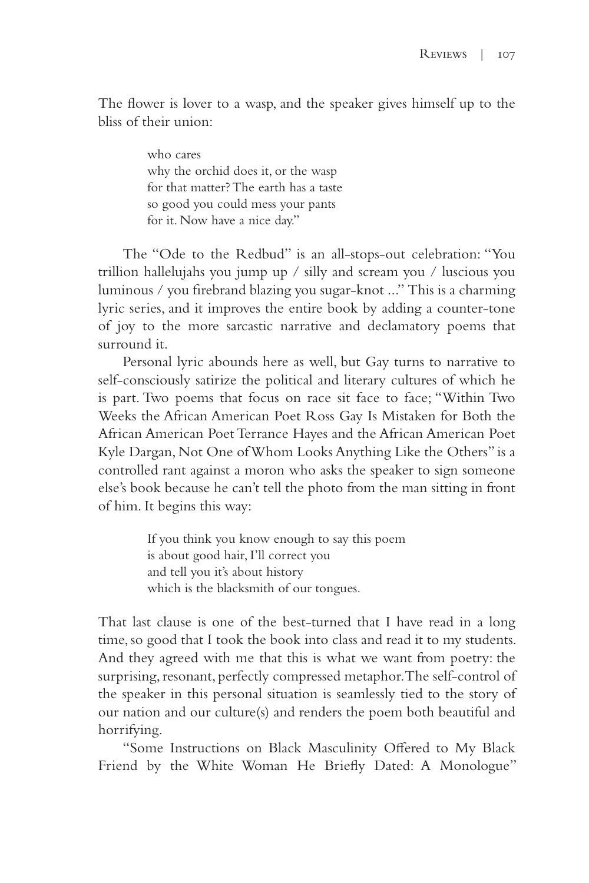The flower is lover to a wasp, and the speaker gives himself up to the bliss of their union:

> who cares
> why the orchid does it, or the wasp
> for that matter? The earth has a taste
> so good you could mess your pants
> for it. Now have a nice day."

The "Ode to the Redbud" is an all-stops-out celebration: "You trillion hallelujahs you jump up / silly and scream you / luscious you luminous / you firebrand blazing you sugar-knot ..." This is a charming lyric series, and it improves the entire book by adding a counter-tone of joy to the more sarcastic narrative and declamatory poems that surround it.

Personal lyric abounds here as well, but Gay turns to narrative to self-consciously satirize the political and literary cultures of which he is part. Two poems that focus on race sit face to face; "Within Two Weeks the African American Poet Ross Gay Is Mistaken for Both the African American Poet Terrance Hayes and the African American Poet Kyle Dargan, Not One of Whom Looks Anything Like the Others" is a controlled rant against a moron who asks the speaker to sign someone else's book because he can't tell the photo from the man sitting in front of him. It begins this way:

> If you think you know enough to say this poem
> is about good hair, I'll correct you
> and tell you it's about history
> which is the blacksmith of our tongues.

That last clause is one of the best-turned that I have read in a long time, so good that I took the book into class and read it to my students. And they agreed with me that this is what we want from poetry: the surprising, resonant, perfectly compressed metaphor. The self-control of the speaker in this personal situation is seamlessly tied to the story of our nation and our culture(s) and renders the poem both beautiful and horrifying.

"Some Instructions on Black Masculinity Offered to My Black Friend by the White Woman He Briefly Dated: A Monologue"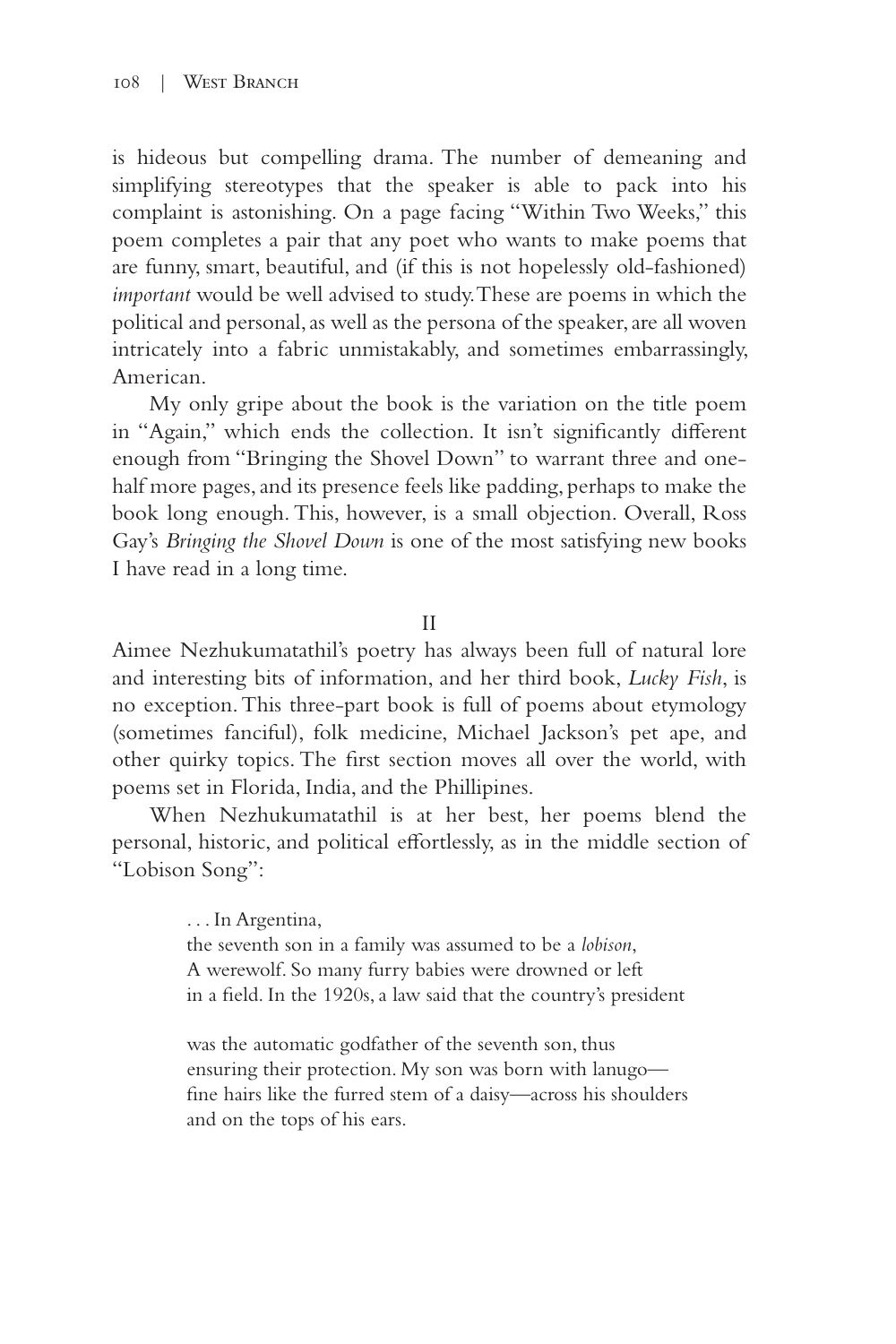is hideous but compelling drama. The number of demeaning and simplifying stereotypes that the speaker is able to pack into his complaint is astonishing. On a page facing "Within Two Weeks," this poem completes a pair that any poet who wants to make poems that are funny, smart, beautiful, and (if this is not hopelessly old-fashioned) *important* would be well advised to study. These are poems in which the political and personal, as well as the persona of the speaker, are all woven intricately into a fabric unmistakably, and sometimes embarrassingly, American.

My only gripe about the book is the variation on the title poem in "Again," which ends the collection. It isn't significantly different enough from "Bringing the Shovel Down" to warrant three and one-half more pages, and its presence feels like padding, perhaps to make the book long enough. This, however, is a small objection. Overall, Ross Gay's *Bringing the Shovel Down* is one of the most satisfying new books I have read in a long time.

## II

Aimee Nezhukumatathil's poetry has always been full of natural lore and interesting bits of information, and her third book, *Lucky Fish*, is no exception. This three-part book is full of poems about etymology (sometimes fanciful), folk medicine, Michael Jackson's pet ape, and other quirky topics. The first section moves all over the world, with poems set in Florida, India, and the Phillipines.

When Nezhukumatathil is at her best, her poems blend the personal, historic, and political effortlessly, as in the middle section of "Lobison Song":

> . . . In Argentina,
> the seventh son in a family was assumed to be a *lobison*,
> A werewolf. So many furry babies were drowned or left
> in a field. In the 1920s, a law said that the country's president
>
> was the automatic godfather of the seventh son, thus
> ensuring their protection. My son was born with lanugo—
> fine hairs like the furred stem of a daisy—across his shoulders
> and on the tops of his ears.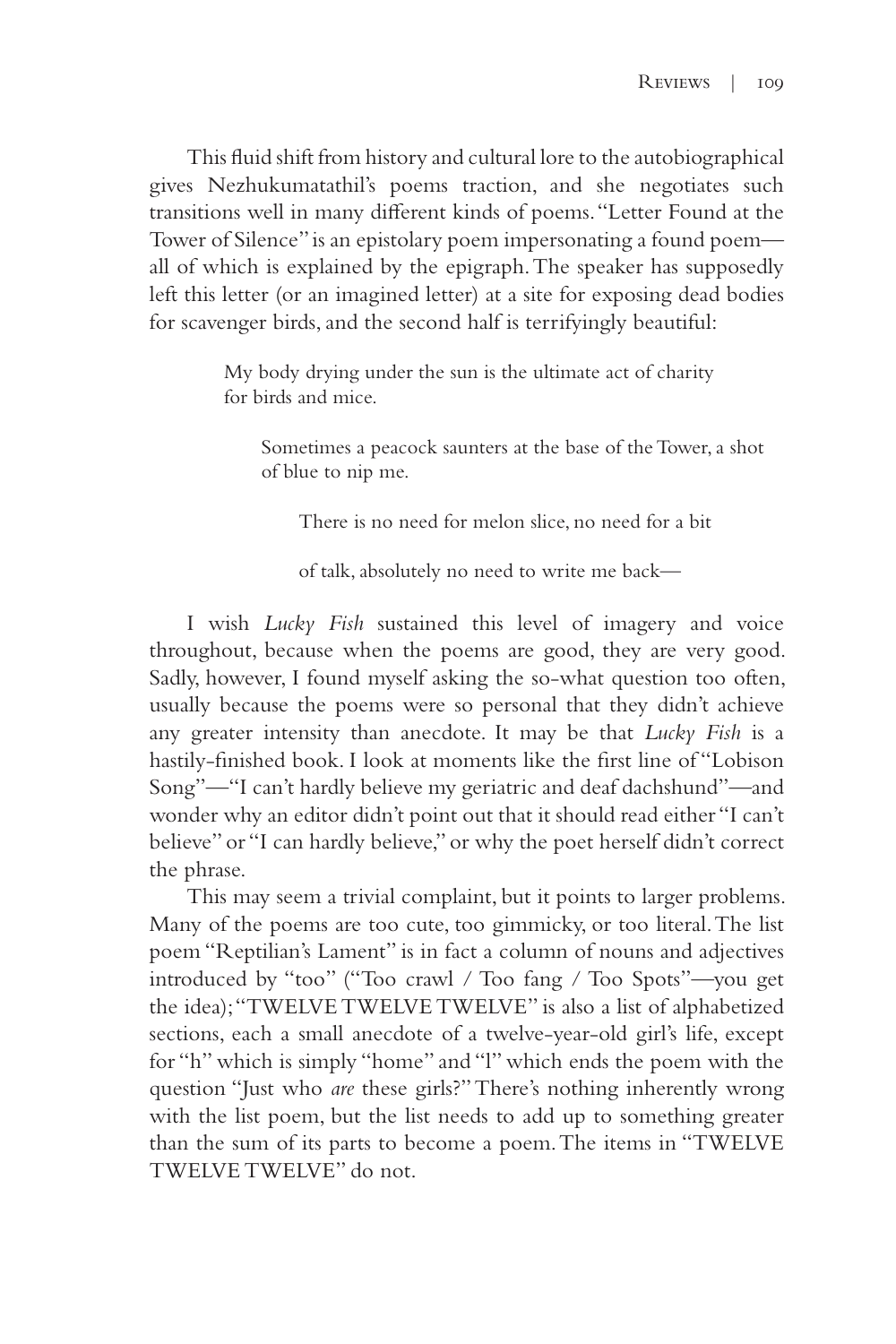This fluid shift from history and cultural lore to the autobiographical gives Nezhukumatathil's poems traction, and she negotiates such transitions well in many different kinds of poems. "Letter Found at the Tower of Silence" is an epistolary poem impersonating a found poem—all of which is explained by the epigraph. The speaker has supposedly left this letter (or an imagined letter) at a site for exposing dead bodies for scavenger birds, and the second half is terrifyingly beautiful:

> My body drying under the sun is the ultimate act of charity
> for birds and mice.
>
> Sometimes a peacock saunters at the base of the Tower, a shot
> of blue to nip me.
>
> There is no need for melon slice, no need for a bit
>
> of talk, absolutely no need to write me back—

I wish *Lucky Fish* sustained this level of imagery and voice throughout, because when the poems are good, they are very good. Sadly, however, I found myself asking the so-what question too often, usually because the poems were so personal that they didn't achieve any greater intensity than anecdote. It may be that *Lucky Fish* is a hastily-finished book. I look at moments like the first line of "Lobison Song"—"I can't hardly believe my geriatric and deaf dachshund"—and wonder why an editor didn't point out that it should read either "I can't believe" or "I can hardly believe," or why the poet herself didn't correct the phrase.

This may seem a trivial complaint, but it points to larger problems. Many of the poems are too cute, too gimmicky, or too literal. The list poem "Reptilian's Lament" is in fact a column of nouns and adjectives introduced by "too" ("Too crawl / Too fang / Too Spots"—you get the idea); "TWELVE TWELVE TWELVE" is also a list of alphabetized sections, each a small anecdote of a twelve-year-old girl's life, except for "h" which is simply "home" and "l" which ends the poem with the question "Just who *are* these girls?" There's nothing inherently wrong with the list poem, but the list needs to add up to something greater than the sum of its parts to become a poem. The items in "TWELVE TWELVE TWELVE" do not.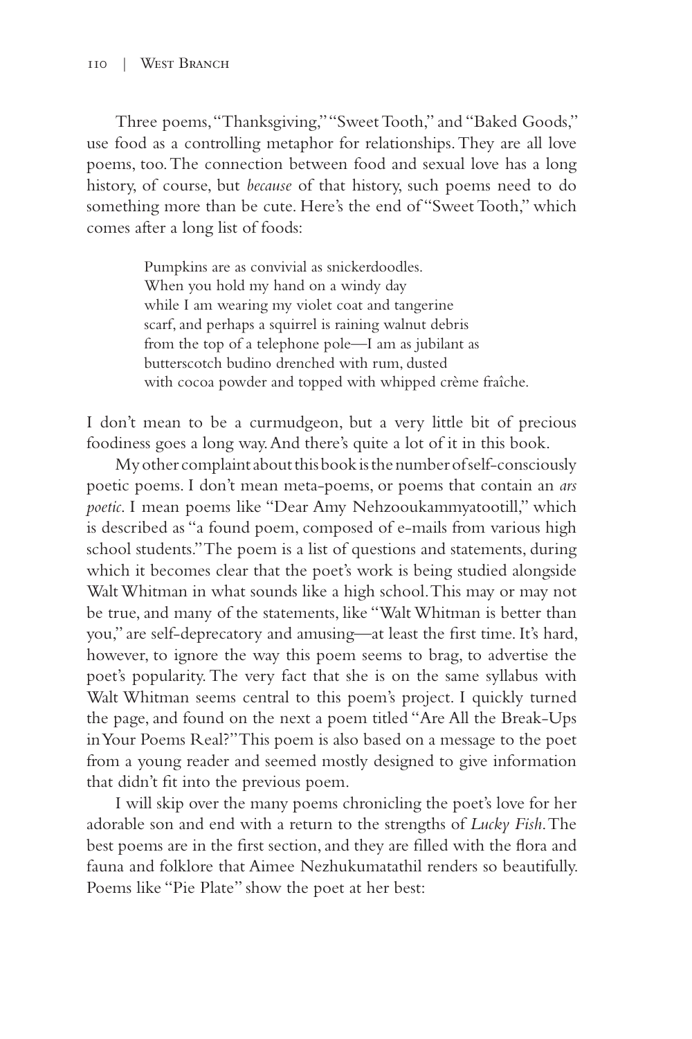Three poems, "Thanksgiving," "Sweet Tooth," and "Baked Goods," use food as a controlling metaphor for relationships. They are all love poems, too. The connection between food and sexual love has a long history, of course, but *because* of that history, such poems need to do something more than be cute. Here's the end of "Sweet Tooth," which comes after a long list of foods:

> Pumpkins are as convivial as snickerdoodles.
> When you hold my hand on a windy day
> while I am wearing my violet coat and tangerine
> scarf, and perhaps a squirrel is raining walnut debris
> from the top of a telephone pole—I am as jubilant as
> butterscotch budino drenched with rum, dusted
> with cocoa powder and topped with whipped crème fraîche.

I don't mean to be a curmudgeon, but a very little bit of precious foodiness goes a long way. And there's quite a lot of it in this book.

My other complaint about this book is the number of self-consciously poetic poems. I don't mean meta-poems, or poems that contain an *ars poetic*. I mean poems like "Dear Amy Nehzooukammyatootill," which is described as "a found poem, composed of e-mails from various high school students." The poem is a list of questions and statements, during which it becomes clear that the poet's work is being studied alongside Walt Whitman in what sounds like a high school. This may or may not be true, and many of the statements, like "Walt Whitman is better than you," are self-deprecatory and amusing—at least the first time. It's hard, however, to ignore the way this poem seems to brag, to advertise the poet's popularity. The very fact that she is on the same syllabus with Walt Whitman seems central to this poem's project. I quickly turned the page, and found on the next a poem titled "Are All the Break-Ups in Your Poems Real?" This poem is also based on a message to the poet from a young reader and seemed mostly designed to give information that didn't fit into the previous poem.

I will skip over the many poems chronicling the poet's love for her adorable son and end with a return to the strengths of *Lucky Fish*. The best poems are in the first section, and they are filled with the flora and fauna and folklore that Aimee Nezhukumatathil renders so beautifully. Poems like "Pie Plate" show the poet at her best: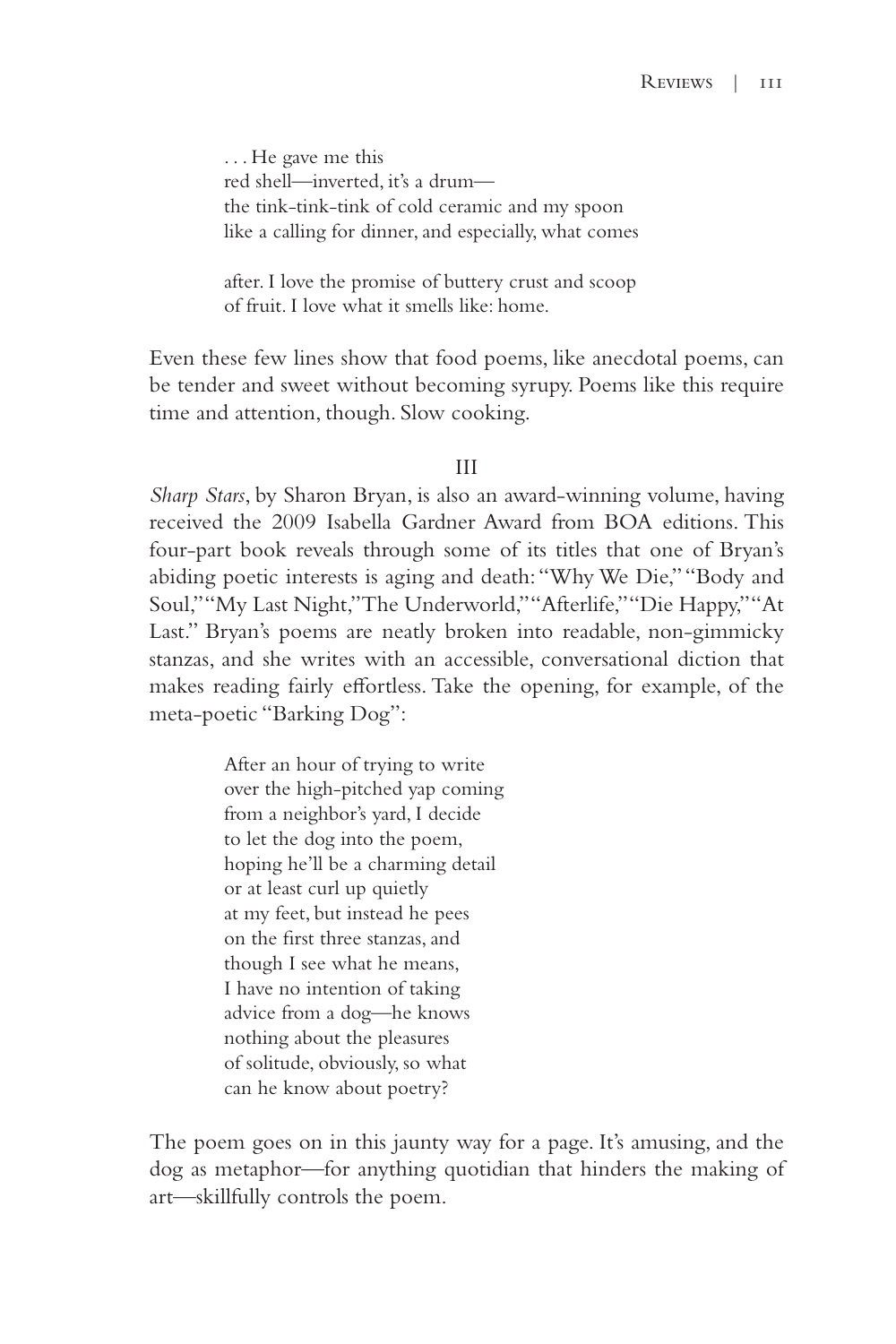. . . He gave me this  
red shell—inverted, it's a drum—  
the tink-tink-tink of cold ceramic and my spoon  
like a calling for dinner, and especially, what comes

after. I love the promise of buttery crust and scoop  
of fruit. I love what it smells like: home.

Even these few lines show that food poems, like anecdotal poems, can be tender and sweet without becoming syrupy. Poems like this require time and attention, though. Slow cooking.

## III

*Sharp Stars*, by Sharon Bryan, is also an award-winning volume, having received the 2009 Isabella Gardner Award from BOA editions. This four-part book reveals through some of its titles that one of Bryan's abiding poetic interests is aging and death: "Why We Die," "Body and Soul," "My Last Night," The Underworld," "Afterlife," "Die Happy," "At Last." Bryan's poems are neatly broken into readable, non-gimmicky stanzas, and she writes with an accessible, conversational diction that makes reading fairly effortless. Take the opening, for example, of the meta-poetic "Barking Dog":

After an hour of trying to write  
over the high-pitched yap coming  
from a neighbor's yard, I decide  
to let the dog into the poem,  
hoping he'll be a charming detail  
or at least curl up quietly  
at my feet, but instead he pees  
on the first three stanzas, and  
though I see what he means,  
I have no intention of taking  
advice from a dog—he knows  
nothing about the pleasures  
of solitude, obviously, so what  
can he know about poetry?

The poem goes on in this jaunty way for a page. It's amusing, and the dog as metaphor—for anything quotidian that hinders the making of art—skillfully controls the poem.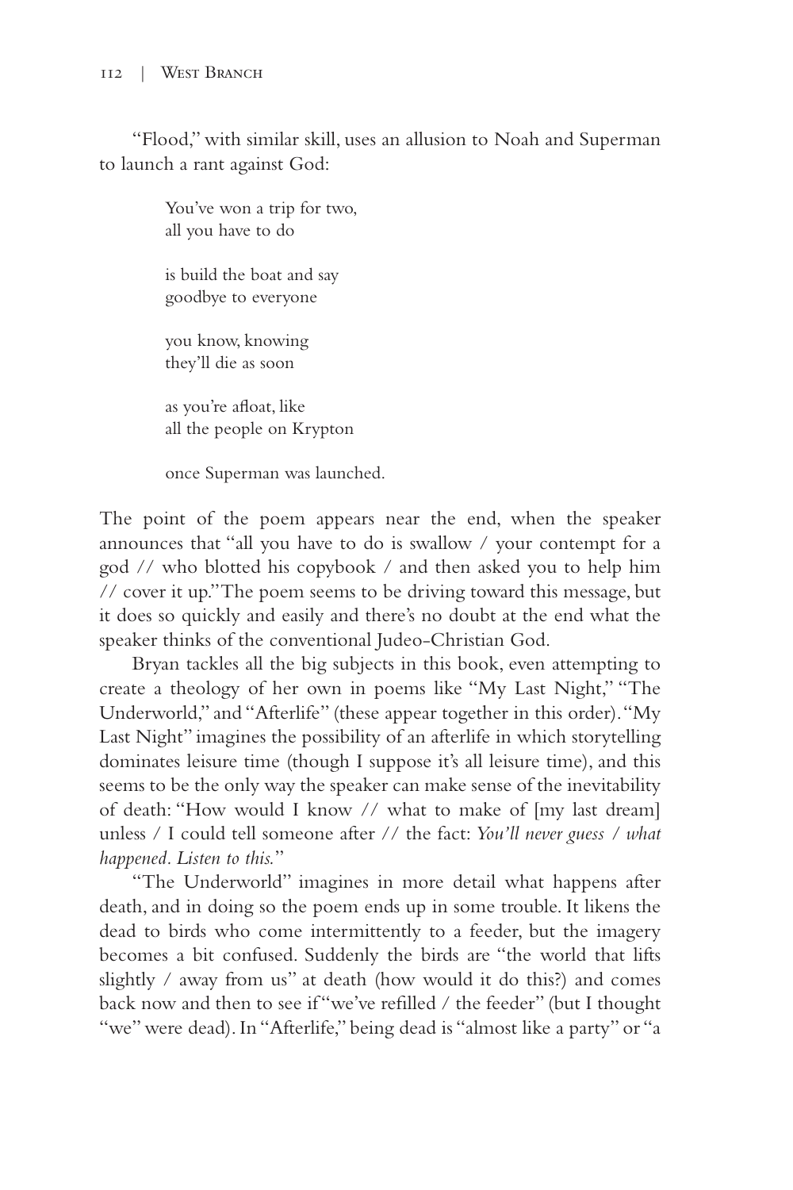"Flood," with similar skill, uses an allusion to Noah and Superman to launch a rant against God:

> You've won a trip for two,
> all you have to do
>
> is build the boat and say
> goodbye to everyone
>
> you know, knowing
> they'll die as soon
>
> as you're afloat, like
> all the people on Krypton
>
> once Superman was launched.

The point of the poem appears near the end, when the speaker announces that "all you have to do is swallow / your contempt for a god // who blotted his copybook / and then asked you to help him // cover it up." The poem seems to be driving toward this message, but it does so quickly and easily and there's no doubt at the end what the speaker thinks of the conventional Judeo-Christian God.

Bryan tackles all the big subjects in this book, even attempting to create a theology of her own in poems like "My Last Night," "The Underworld," and "Afterlife" (these appear together in this order). "My Last Night" imagines the possibility of an afterlife in which storytelling dominates leisure time (though I suppose it's all leisure time), and this seems to be the only way the speaker can make sense of the inevitability of death: "How would I know // what to make of [my last dream] unless / I could tell someone after // the fact: *You'll never guess / what happened. Listen to this.*"

"The Underworld" imagines in more detail what happens after death, and in doing so the poem ends up in some trouble. It likens the dead to birds who come intermittently to a feeder, but the imagery becomes a bit confused. Suddenly the birds are "the world that lifts slightly / away from us" at death (how would it do this?) and comes back now and then to see if "we've refilled / the feeder" (but I thought "we" were dead). In "Afterlife," being dead is "almost like a party" or "a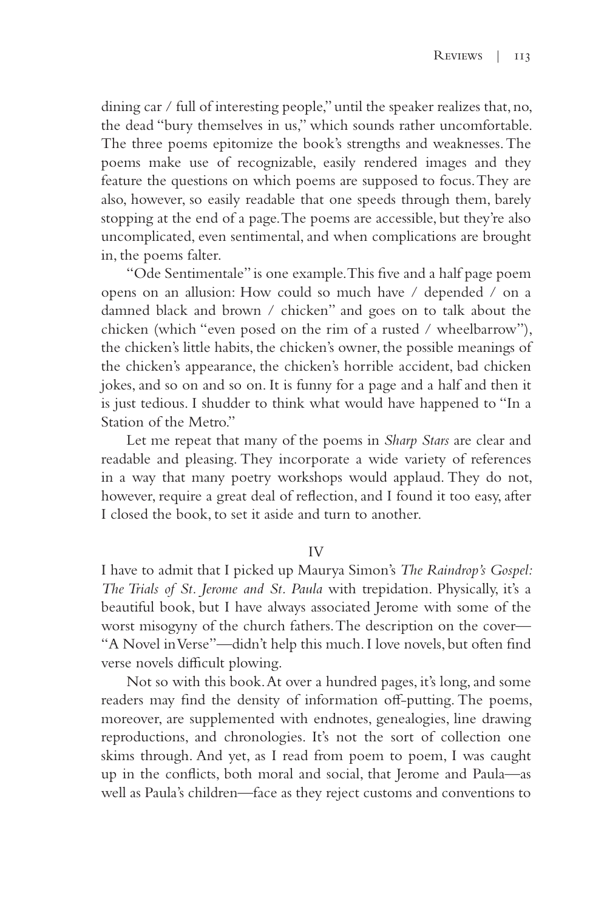dining car / full of interesting people," until the speaker realizes that, no, the dead "bury themselves in us," which sounds rather uncomfortable. The three poems epitomize the book's strengths and weaknesses. The poems make use of recognizable, easily rendered images and they feature the questions on which poems are supposed to focus. They are also, however, so easily readable that one speeds through them, barely stopping at the end of a page. The poems are accessible, but they're also uncomplicated, even sentimental, and when complications are brought in, the poems falter.

"Ode Sentimentale" is one example. This five and a half page poem opens on an allusion: How could so much have / depended / on a damned black and brown / chicken" and goes on to talk about the chicken (which "even posed on the rim of a rusted / wheelbarrow"), the chicken's little habits, the chicken's owner, the possible meanings of the chicken's appearance, the chicken's horrible accident, bad chicken jokes, and so on and so on. It is funny for a page and a half and then it is just tedious. I shudder to think what would have happened to "In a Station of the Metro."

Let me repeat that many of the poems in *Sharp Stars* are clear and readable and pleasing. They incorporate a wide variety of references in a way that many poetry workshops would applaud. They do not, however, require a great deal of reflection, and I found it too easy, after I closed the book, to set it aside and turn to another.

## IV

I have to admit that I picked up Maurya Simon's *The Raindrop's Gospel: The Trials of St. Jerome and St. Paula* with trepidation. Physically, it's a beautiful book, but I have always associated Jerome with some of the worst misogyny of the church fathers. The description on the cover—"A Novel in Verse"—didn't help this much. I love novels, but often find verse novels difficult plowing.

Not so with this book. At over a hundred pages, it's long, and some readers may find the density of information off-putting. The poems, moreover, are supplemented with endnotes, genealogies, line drawing reproductions, and chronologies. It's not the sort of collection one skims through. And yet, as I read from poem to poem, I was caught up in the conflicts, both moral and social, that Jerome and Paula—as well as Paula's children—face as they reject customs and conventions to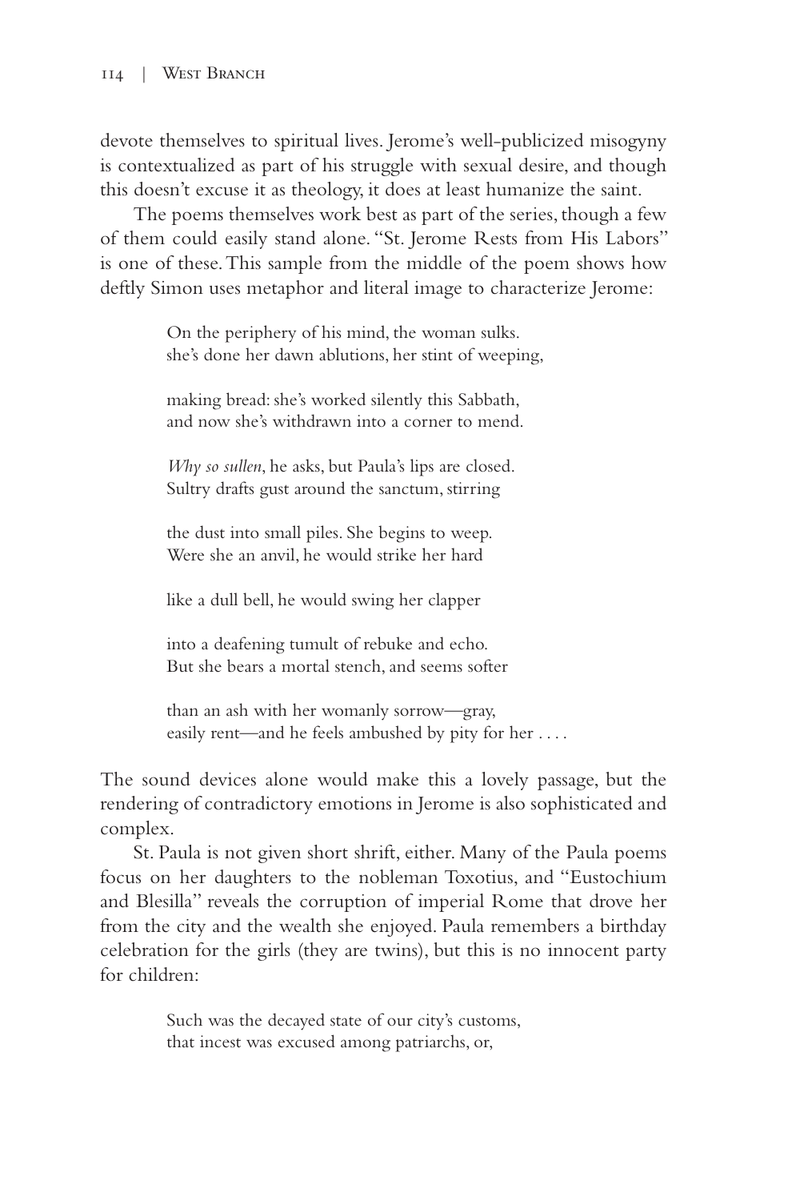devote themselves to spiritual lives. Jerome's well-publicized misogyny is contextualized as part of his struggle with sexual desire, and though this doesn't excuse it as theology, it does at least humanize the saint.

The poems themselves work best as part of the series, though a few of them could easily stand alone. "St. Jerome Rests from His Labors" is one of these. This sample from the middle of the poem shows how deftly Simon uses metaphor and literal image to characterize Jerome:

> On the periphery of his mind, the woman sulks.
> she's done her dawn ablutions, her stint of weeping,
>
> making bread: she's worked silently this Sabbath,
> and now she's withdrawn into a corner to mend.
>
> *Why so sullen*, he asks, but Paula's lips are closed.
> Sultry drafts gust around the sanctum, stirring
>
> the dust into small piles. She begins to weep.
> Were she an anvil, he would strike her hard
>
> like a dull bell, he would swing her clapper
>
> into a deafening tumult of rebuke and echo.
> But she bears a mortal stench, and seems softer
>
> than an ash with her womanly sorrow—gray,
> easily rent—and he feels ambushed by pity for her . . . .

The sound devices alone would make this a lovely passage, but the rendering of contradictory emotions in Jerome is also sophisticated and complex.

St. Paula is not given short shrift, either. Many of the Paula poems focus on her daughters to the nobleman Toxotius, and "Eustochium and Blesilla" reveals the corruption of imperial Rome that drove her from the city and the wealth she enjoyed. Paula remembers a birthday celebration for the girls (they are twins), but this is no innocent party for children:

> Such was the decayed state of our city's customs,
> that incest was excused among patriarchs, or,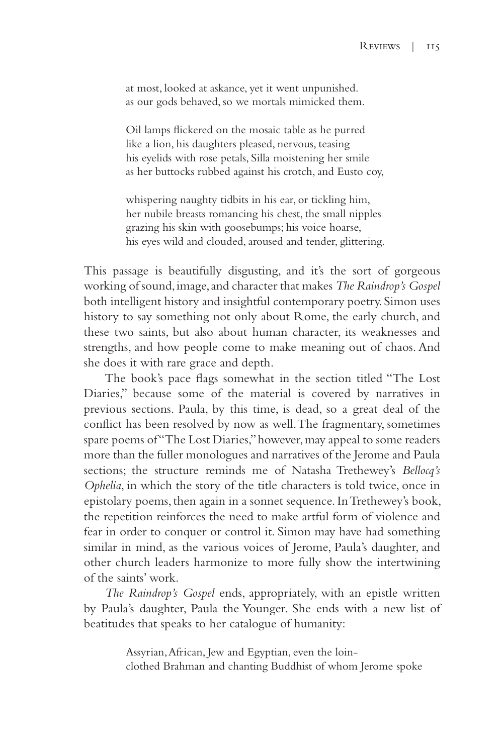> at most, looked at askance, yet it went unpunished.
> as our gods behaved, so we mortals mimicked them.
>
> Oil lamps flickered on the mosaic table as he purred
> like a lion, his daughters pleased, nervous, teasing
> his eyelids with rose petals, Silla moistening her smile
> as her buttocks rubbed against his crotch, and Eusto coy,
>
> whispering naughty tidbits in his ear, or tickling him,
> her nubile breasts romancing his chest, the small nipples
> grazing his skin with goosebumps; his voice hoarse,
> his eyes wild and clouded, aroused and tender, glittering.

This passage is beautifully disgusting, and it's the sort of gorgeous working of sound, image, and character that makes *The Raindrop's Gospel* both intelligent history and insightful contemporary poetry. Simon uses history to say something not only about Rome, the early church, and these two saints, but also about human character, its weaknesses and strengths, and how people come to make meaning out of chaos. And she does it with rare grace and depth.

The book's pace flags somewhat in the section titled "The Lost Diaries," because some of the material is covered by narratives in previous sections. Paula, by this time, is dead, so a great deal of the conflict has been resolved by now as well. The fragmentary, sometimes spare poems of "The Lost Diaries," however, may appeal to some readers more than the fuller monologues and narratives of the Jerome and Paula sections; the structure reminds me of Natasha Trethewey's *Bellocq's Ophelia*, in which the story of the title characters is told twice, once in epistolary poems, then again in a sonnet sequence. In Trethewey's book, the repetition reinforces the need to make artful form of violence and fear in order to conquer or control it. Simon may have had something similar in mind, as the various voices of Jerome, Paula's daughter, and other church leaders harmonize to more fully show the intertwining of the saints' work.

*The Raindrop's Gospel* ends, appropriately, with an epistle written by Paula's daughter, Paula the Younger. She ends with a new list of beatitudes that speaks to her catalogue of humanity:

> Assyrian, African, Jew and Egyptian, even the loin-
> clothed Brahman and chanting Buddhist of whom Jerome spoke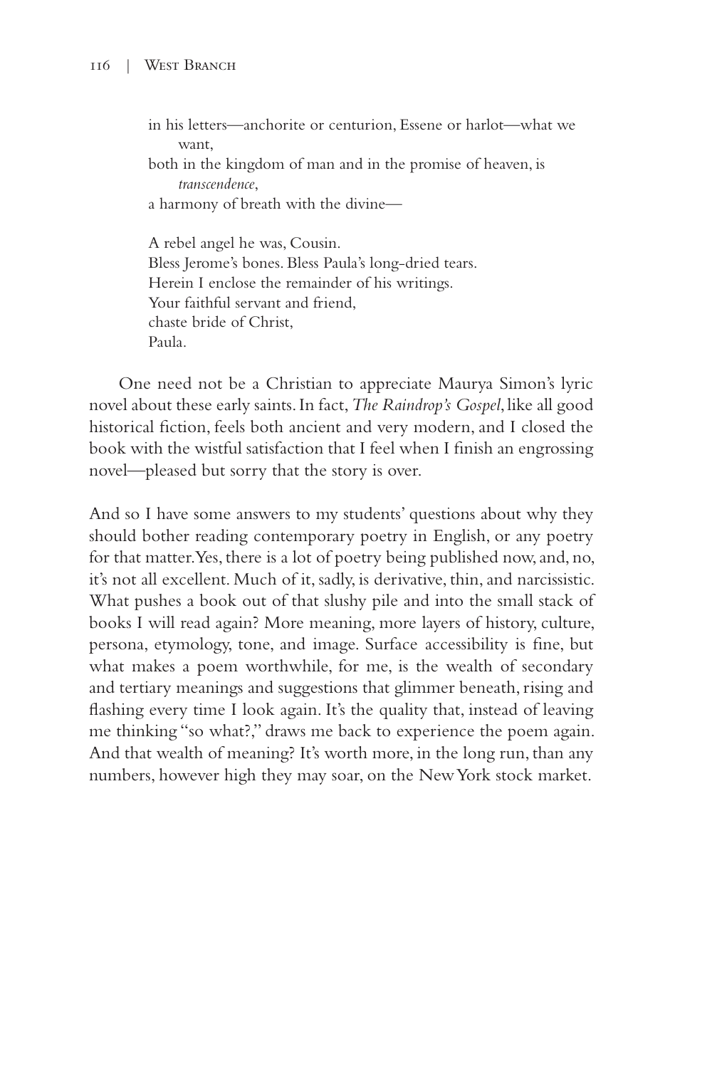in his letters—anchorite or centurion, Essene or harlot—what we want,
both in the kingdom of man and in the promise of heaven, is *transcendence*,
a harmony of breath with the divine—

A rebel angel he was, Cousin.
Bless Jerome's bones. Bless Paula's long-dried tears.
Herein I enclose the remainder of his writings.
Your faithful servant and friend,
chaste bride of Christ,
Paula.

One need not be a Christian to appreciate Maurya Simon's lyric novel about these early saints. In fact, *The Raindrop's Gospel*, like all good historical fiction, feels both ancient and very modern, and I closed the book with the wistful satisfaction that I feel when I finish an engrossing novel—pleased but sorry that the story is over.

And so I have some answers to my students' questions about why they should bother reading contemporary poetry in English, or any poetry for that matter. Yes, there is a lot of poetry being published now, and, no, it's not all excellent. Much of it, sadly, is derivative, thin, and narcissistic. What pushes a book out of that slushy pile and into the small stack of books I will read again? More meaning, more layers of history, culture, persona, etymology, tone, and image. Surface accessibility is fine, but what makes a poem worthwhile, for me, is the wealth of secondary and tertiary meanings and suggestions that glimmer beneath, rising and flashing every time I look again. It's the quality that, instead of leaving me thinking "so what?," draws me back to experience the poem again. And that wealth of meaning? It's worth more, in the long run, than any numbers, however high they may soar, on the New York stock market.